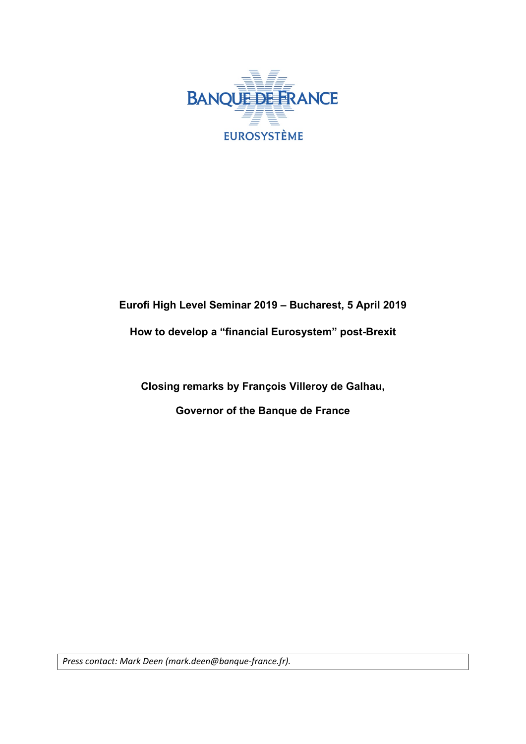BANQUE DE FRANCE

EUROSYSTÈME

**Eurofi High Level Seminar 2019 – Bucharest, 5 April 2019**

**How to develop a "financial Eurosystem" post-Brexit**

**Closing remarks by François Villeroy de Galhau,**

**Governor of the Banque de France**

*Press contact: Mark Deen (mark.deen@banque-france.fr).*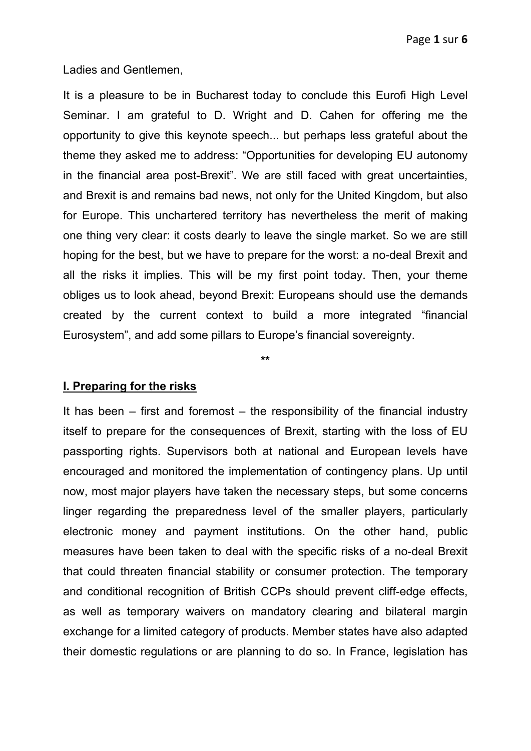Ladies and Gentlemen,

It is a pleasure to be in Bucharest today to conclude this Eurofi High Level Seminar. I am grateful to D. Wright and D. Cahen for offering me the opportunity to give this keynote speech... but perhaps less grateful about the theme they asked me to address: “Opportunities for developing EU autonomy in the financial area post-Brexit”. We are still faced with great uncertainties, and Brexit is and remains bad news, not only for the United Kingdom, but also for Europe. This unchartered territory has nevertheless the merit of making one thing very clear: it costs dearly to leave the single market. So we are still hoping for the best, but we have to prepare for the worst: a no-deal Brexit and all the risks it implies. This will be my first point today. Then, your theme obliges us to look ahead, beyond Brexit: Europeans should use the demands created by the current context to build a more integrated “financial Eurosystem”, and add some pillars to Europe’s financial sovereignty.

**

## I. Preparing for the risks

It has been – first and foremost – the responsibility of the financial industry itself to prepare for the consequences of Brexit, starting with the loss of EU passporting rights. Supervisors both at national and European levels have encouraged and monitored the implementation of contingency plans. Up until now, most major players have taken the necessary steps, but some concerns linger regarding the preparedness level of the smaller players, particularly electronic money and payment institutions. On the other hand, public measures have been taken to deal with the specific risks of a no-deal Brexit that could threaten financial stability or consumer protection. The temporary and conditional recognition of British CCPs should prevent cliff-edge effects, as well as temporary waivers on mandatory clearing and bilateral margin exchange for a limited category of products. Member states have also adapted their domestic regulations or are planning to do so. In France, legislation has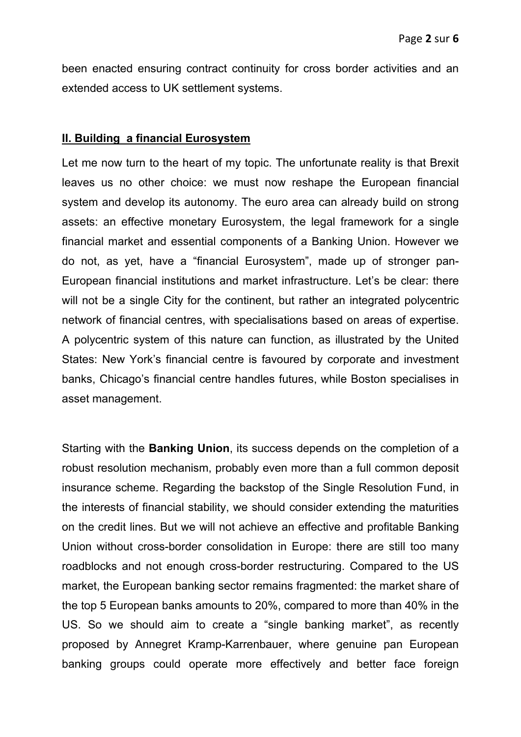been enacted ensuring contract continuity for cross border activities and an extended access to UK settlement systems.

## **II. Building a financial Eurosystem**

Let me now turn to the heart of my topic. The unfortunate reality is that Brexit leaves us no other choice: we must now reshape the European financial system and develop its autonomy. The euro area can already build on strong assets: an effective monetary Eurosystem, the legal framework for a single financial market and essential components of a Banking Union. However we do not, as yet, have a "financial Eurosystem", made up of stronger pan-European financial institutions and market infrastructure. Let's be clear: there will not be a single City for the continent, but rather an integrated polycentric network of financial centres, with specialisations based on areas of expertise. A polycentric system of this nature can function, as illustrated by the United States: New York's financial centre is favoured by corporate and investment banks, Chicago's financial centre handles futures, while Boston specialises in asset management.

Starting with the **Banking Union**, its success depends on the completion of a robust resolution mechanism, probably even more than a full common deposit insurance scheme. Regarding the backstop of the Single Resolution Fund, in the interests of financial stability, we should consider extending the maturities on the credit lines. But we will not achieve an effective and profitable Banking Union without cross-border consolidation in Europe: there are still too many roadblocks and not enough cross-border restructuring. Compared to the US market, the European banking sector remains fragmented: the market share of the top 5 European banks amounts to 20%, compared to more than 40% in the US. So we should aim to create a "single banking market", as recently proposed by Annegret Kramp-Karrenbauer, where genuine pan European banking groups could operate more effectively and better face foreign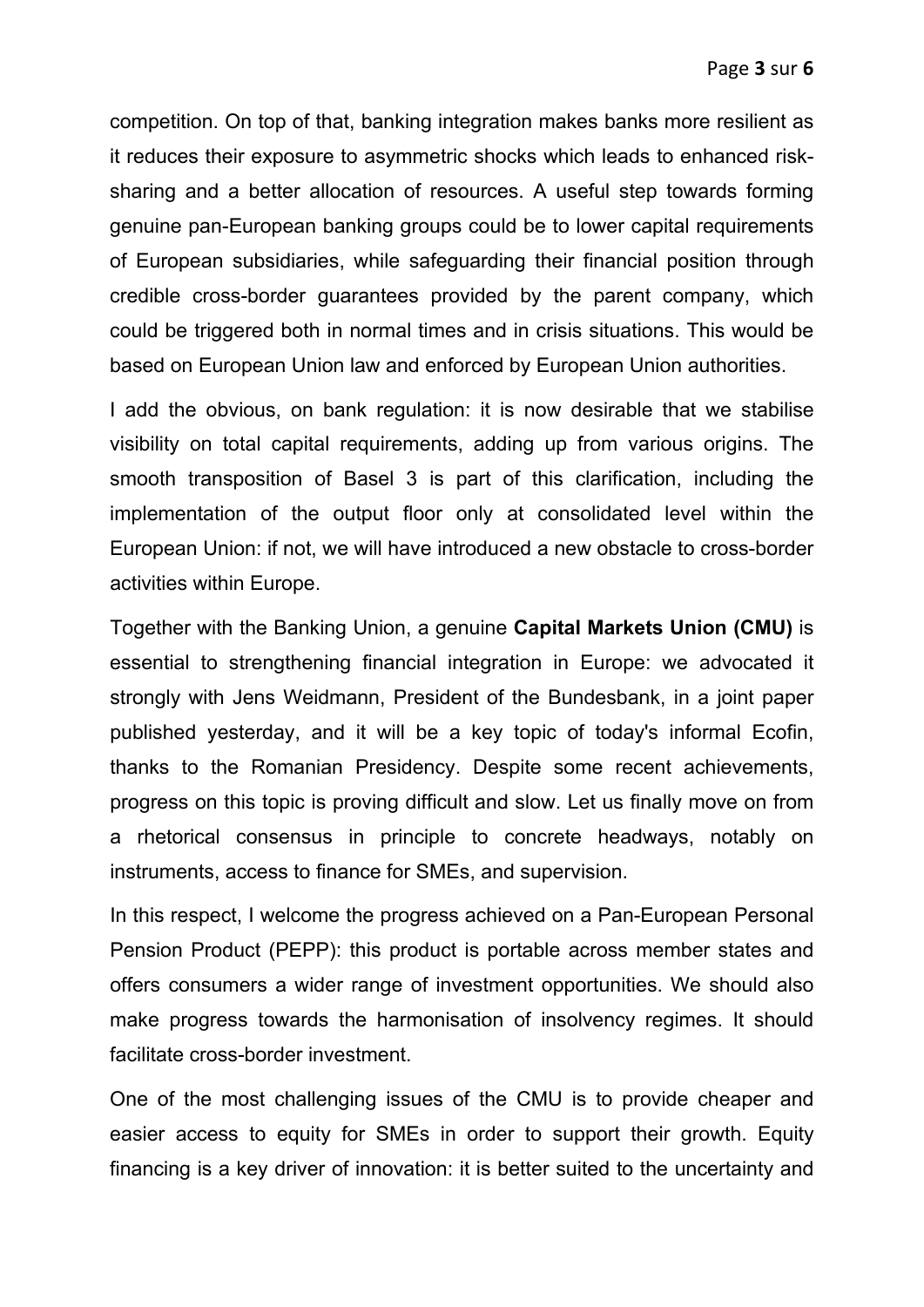competition. On top of that, banking integration makes banks more resilient as it reduces their exposure to asymmetric shocks which leads to enhanced risk-sharing and a better allocation of resources. A useful step towards forming genuine pan-European banking groups could be to lower capital requirements of European subsidiaries, while safeguarding their financial position through credible cross-border guarantees provided by the parent company, which could be triggered both in normal times and in crisis situations. This would be based on European Union law and enforced by European Union authorities.

I add the obvious, on bank regulation: it is now desirable that we stabilise visibility on total capital requirements, adding up from various origins. The smooth transposition of Basel 3 is part of this clarification, including the implementation of the output floor only at consolidated level within the European Union: if not, we will have introduced a new obstacle to cross-border activities within Europe.

Together with the Banking Union, a genuine **Capital Markets Union (CMU)** is essential to strengthening financial integration in Europe: we advocated it strongly with Jens Weidmann, President of the Bundesbank, in a joint paper published yesterday, and it will be a key topic of today's informal Ecofin, thanks to the Romanian Presidency. Despite some recent achievements, progress on this topic is proving difficult and slow. Let us finally move on from a rhetorical consensus in principle to concrete headways, notably on instruments, access to finance for SMEs, and supervision.

In this respect, I welcome the progress achieved on a Pan-European Personal Pension Product (PEPP): this product is portable across member states and offers consumers a wider range of investment opportunities. We should also make progress towards the harmonisation of insolvency regimes. It should facilitate cross-border investment.

One of the most challenging issues of the CMU is to provide cheaper and easier access to equity for SMEs in order to support their growth. Equity financing is a key driver of innovation: it is better suited to the uncertainty and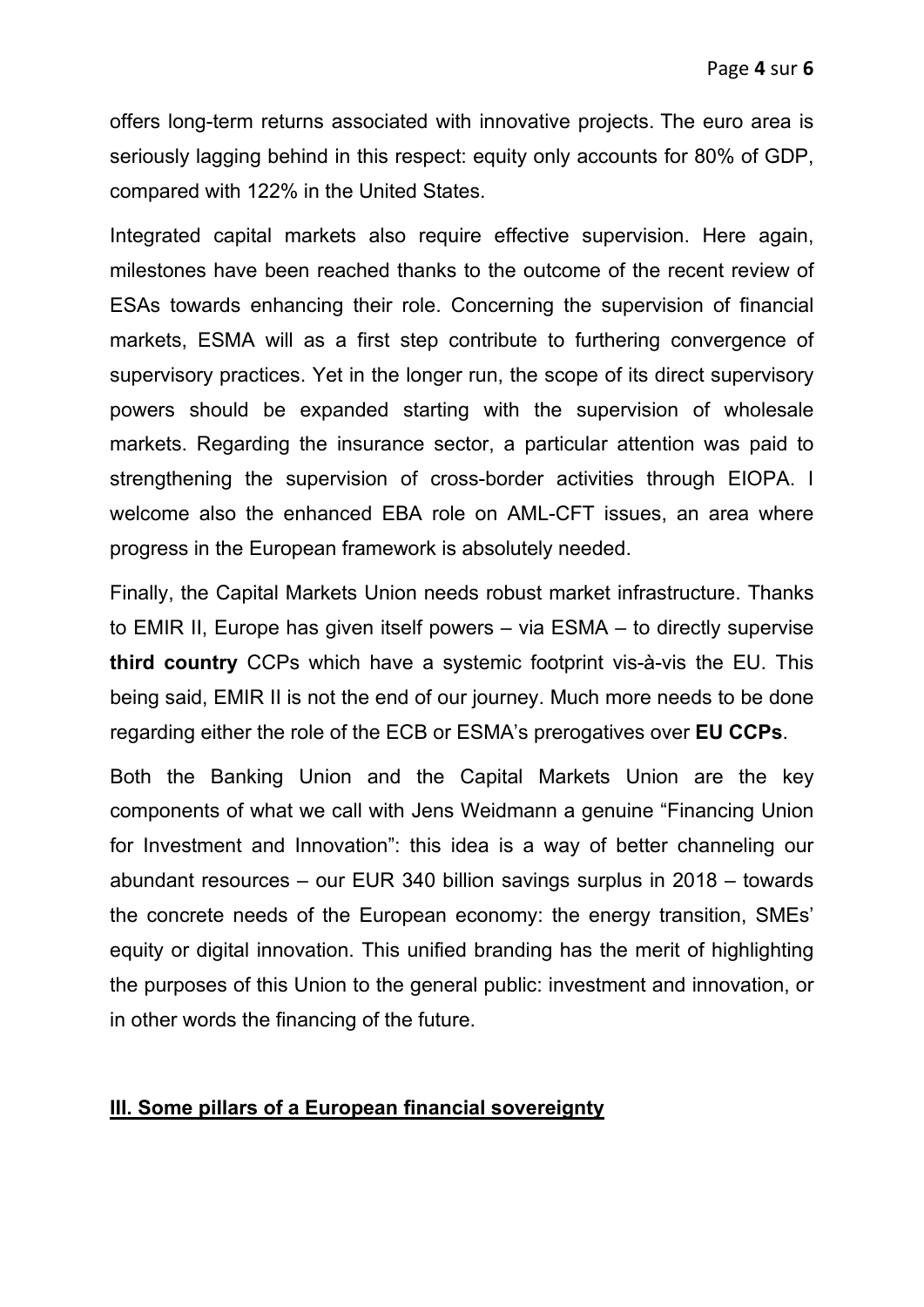offers long-term returns associated with innovative projects. The euro area is seriously lagging behind in this respect: equity only accounts for 80% of GDP, compared with 122% in the United States.

Integrated capital markets also require effective supervision. Here again, milestones have been reached thanks to the outcome of the recent review of ESAs towards enhancing their role. Concerning the supervision of financial markets, ESMA will as a first step contribute to furthering convergence of supervisory practices. Yet in the longer run, the scope of its direct supervisory powers should be expanded starting with the supervision of wholesale markets. Regarding the insurance sector, a particular attention was paid to strengthening the supervision of cross-border activities through EIOPA. I welcome also the enhanced EBA role on AML-CFT issues, an area where progress in the European framework is absolutely needed.

Finally, the Capital Markets Union needs robust market infrastructure. Thanks to EMIR II, Europe has given itself powers – via ESMA – to directly supervise **third country** CCPs which have a systemic footprint vis-à-vis the EU. This being said, EMIR II is not the end of our journey. Much more needs to be done regarding either the role of the ECB or ESMA's prerogatives over **EU CCPs**.

Both the Banking Union and the Capital Markets Union are the key components of what we call with Jens Weidmann a genuine "Financing Union for Investment and Innovation": this idea is a way of better channeling our abundant resources – our EUR 340 billion savings surplus in 2018 – towards the concrete needs of the European economy: the energy transition, SMEs' equity or digital innovation. This unified branding has the merit of highlighting the purposes of this Union to the general public: investment and innovation, or in other words the financing of the future.

## III. Some pillars of a European financial sovereignty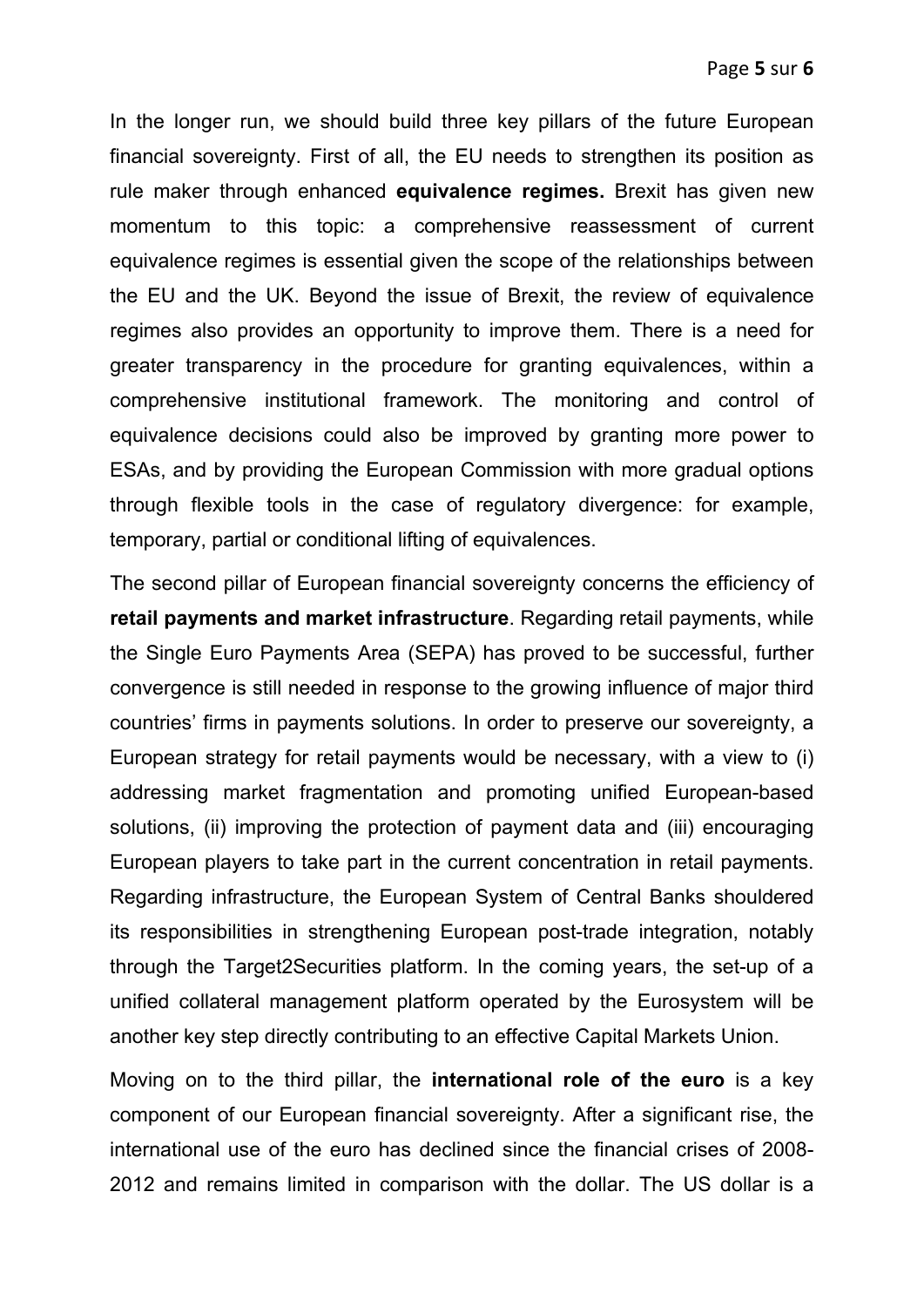In the longer run, we should build three key pillars of the future European financial sovereignty. First of all, the EU needs to strengthen its position as rule maker through enhanced **equivalence regimes.** Brexit has given new momentum to this topic: a comprehensive reassessment of current equivalence regimes is essential given the scope of the relationships between the EU and the UK. Beyond the issue of Brexit, the review of equivalence regimes also provides an opportunity to improve them. There is a need for greater transparency in the procedure for granting equivalences, within a comprehensive institutional framework. The monitoring and control of equivalence decisions could also be improved by granting more power to ESAs, and by providing the European Commission with more gradual options through flexible tools in the case of regulatory divergence: for example, temporary, partial or conditional lifting of equivalences.

The second pillar of European financial sovereignty concerns the efficiency of **retail payments and market infrastructure**. Regarding retail payments, while the Single Euro Payments Area (SEPA) has proved to be successful, further convergence is still needed in response to the growing influence of major third countries' firms in payments solutions. In order to preserve our sovereignty, a European strategy for retail payments would be necessary, with a view to (i) addressing market fragmentation and promoting unified European-based solutions, (ii) improving the protection of payment data and (iii) encouraging European players to take part in the current concentration in retail payments. Regarding infrastructure, the European System of Central Banks shouldered its responsibilities in strengthening European post-trade integration, notably through the Target2Securities platform. In the coming years, the set-up of a unified collateral management platform operated by the Eurosystem will be another key step directly contributing to an effective Capital Markets Union.

Moving on to the third pillar, the **international role of the euro** is a key component of our European financial sovereignty. After a significant rise, the international use of the euro has declined since the financial crises of 2008-2012 and remains limited in comparison with the dollar. The US dollar is a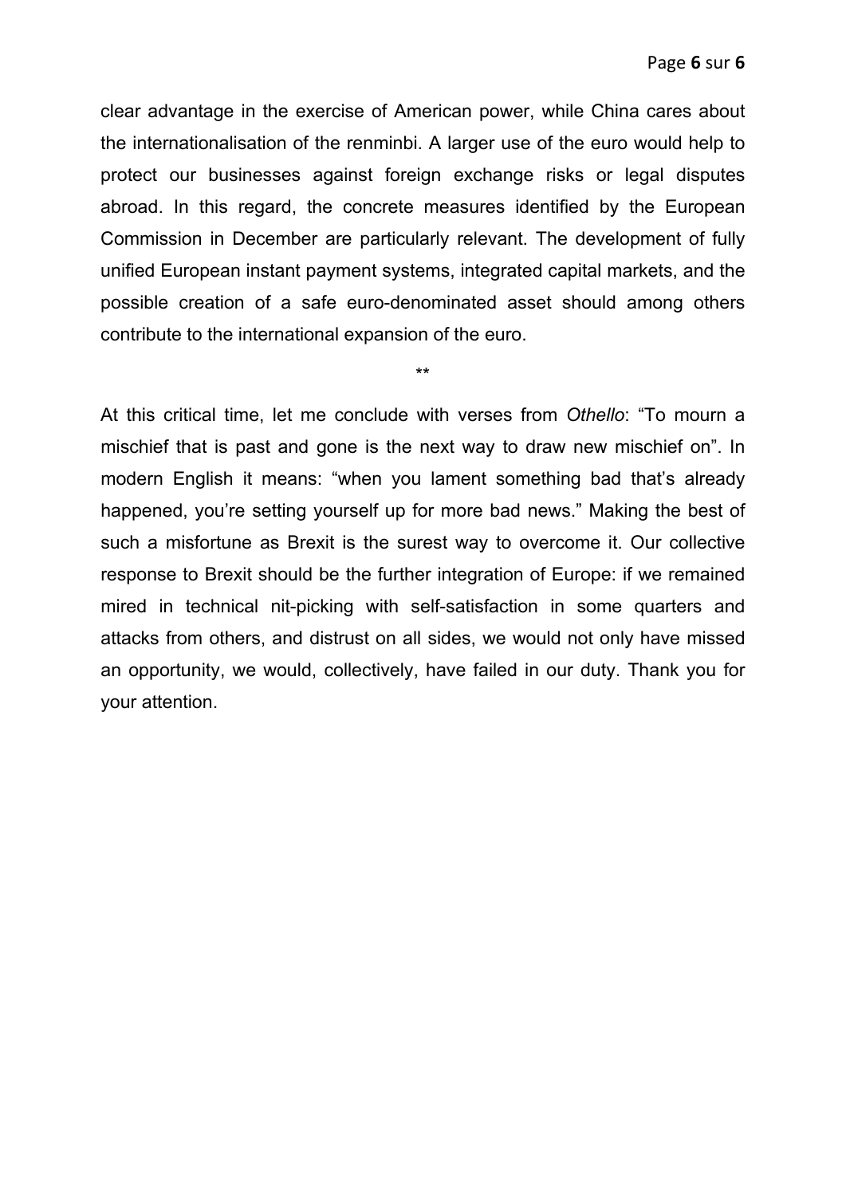clear advantage in the exercise of American power, while China cares about the internationalisation of the renminbi. A larger use of the euro would help to protect our businesses against foreign exchange risks or legal disputes abroad. In this regard, the concrete measures identified by the European Commission in December are particularly relevant. The development of fully unified European instant payment systems, integrated capital markets, and the possible creation of a safe euro-denominated asset should among others contribute to the international expansion of the euro.

**

At this critical time, let me conclude with verses from *Othello*: "To mourn a mischief that is past and gone is the next way to draw new mischief on". In modern English it means: "when you lament something bad that's already happened, you're setting yourself up for more bad news." Making the best of such a misfortune as Brexit is the surest way to overcome it. Our collective response to Brexit should be the further integration of Europe: if we remained mired in technical nit-picking with self-satisfaction in some quarters and attacks from others, and distrust on all sides, we would not only have missed an opportunity, we would, collectively, have failed in our duty. Thank you for your attention.